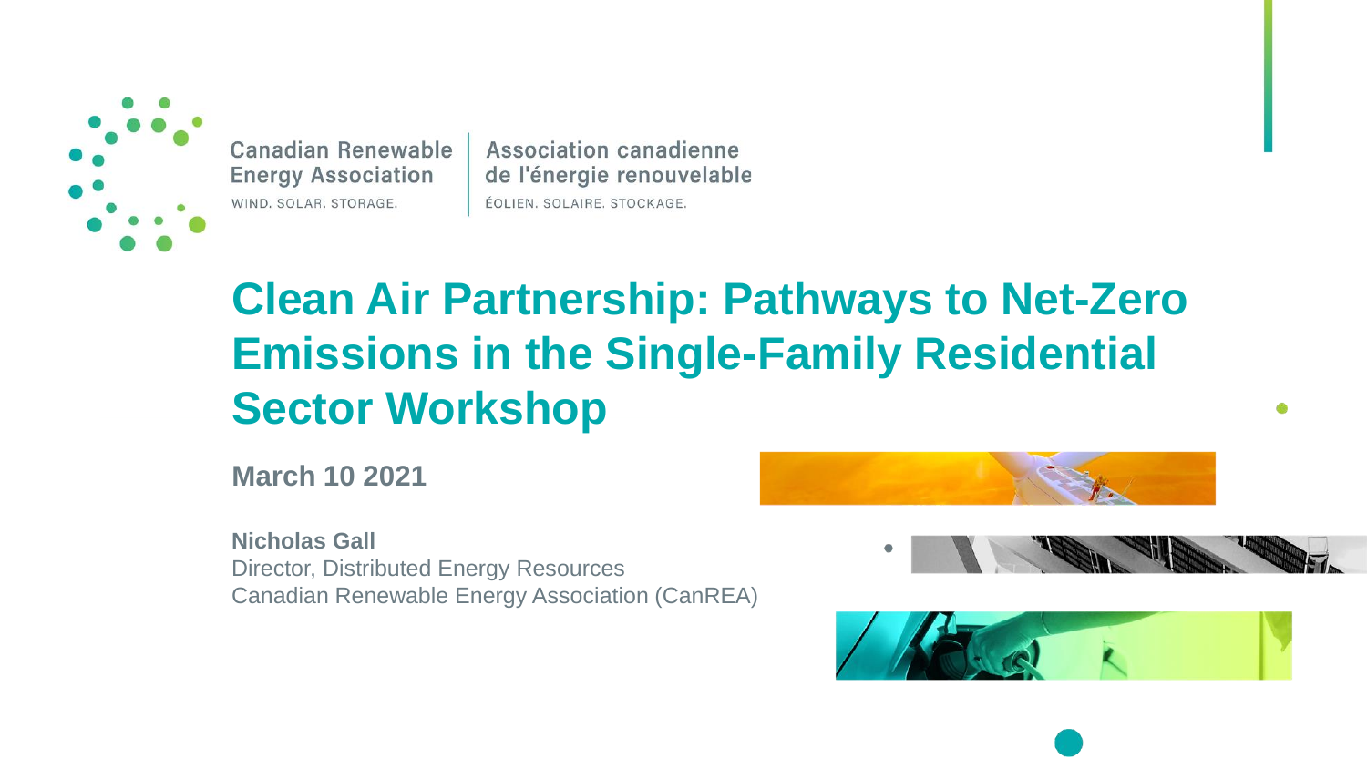Canadian Renewable Energy Association
WIND. SOLAR. STORAGE.

Association canadienne de l'énergie renouvelable
ÉOLIEN. SOLAIRE. STOCKAGE.

# Clean Air Partnership: Pathways to Net-Zero Emissions in the Single-Family Residential Sector Workshop

**March 10 2021**

**Nicholas Gall**
Director, Distributed Energy Resources
Canadian Renewable Energy Association (CanREA)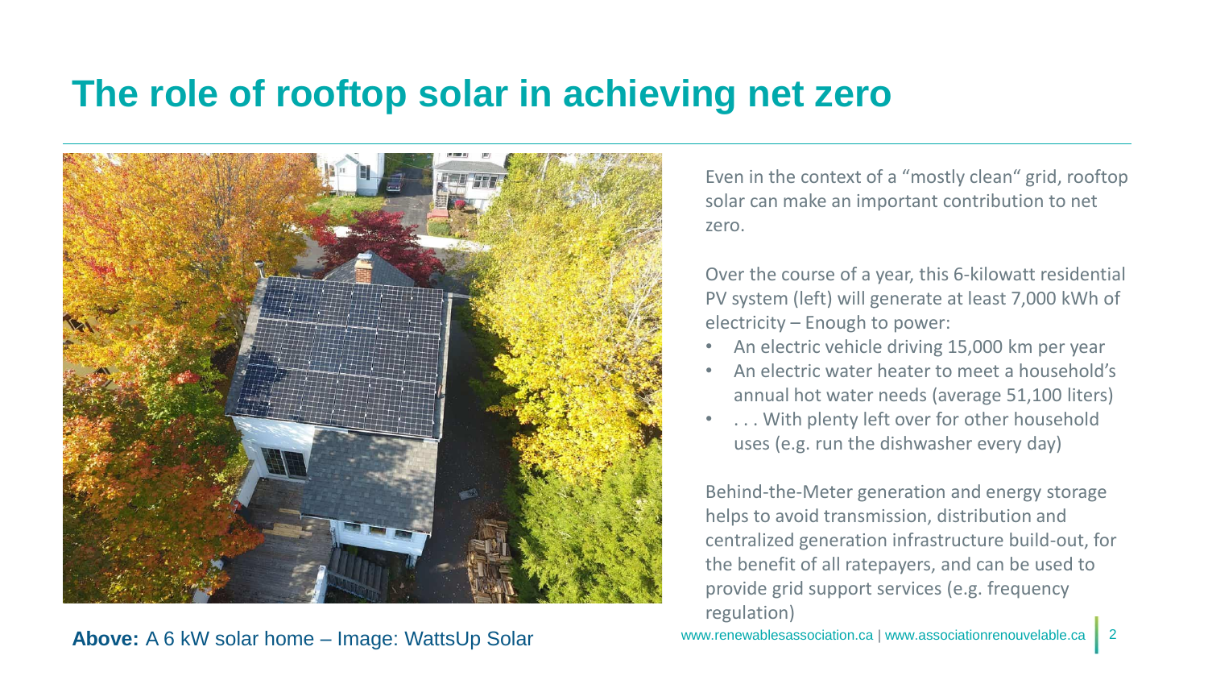# The role of rooftop solar in achieving net zero

Even in the context of a "mostly clean" grid, rooftop solar can make an important contribution to net zero.

Over the course of a year, this 6-kilowatt residential PV system (left) will generate at least 7,000 kWh of electricity – Enough to power:

- An electric vehicle driving 15,000 km per year
- An electric water heater to meet a household's annual hot water needs (average 51,100 liters)
- . . . With plenty left over for other household uses (e.g. run the dishwasher every day)

Behind-the-Meter generation and energy storage helps to avoid transmission, distribution and centralized generation infrastructure build-out, for the benefit of all ratepayers, and can be used to provide grid support services (e.g. frequency regulation)

**Above:** A 6 kW solar home – Image: WattsUp Solar

www.renewablesassociation.ca | www.associationrenouvelable.ca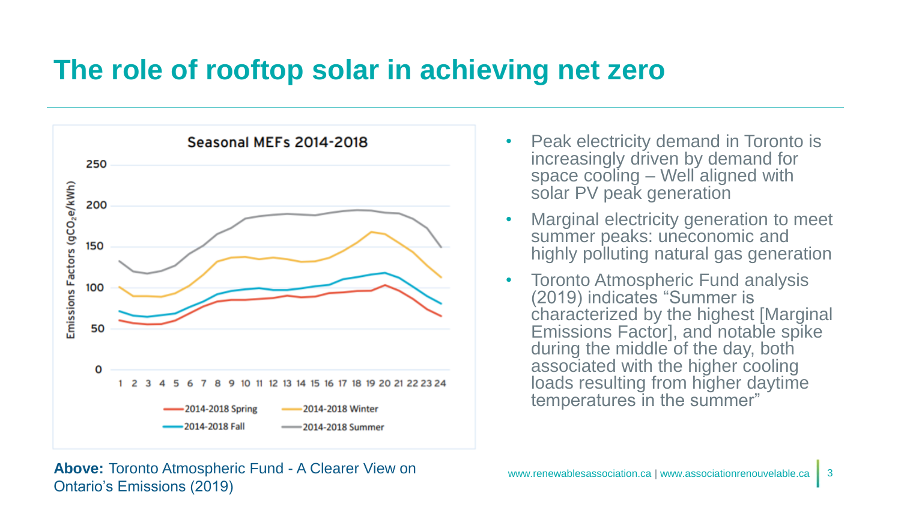# The role of rooftop solar in achieving net zero

- Peak electricity demand in Toronto is increasingly driven by demand for space cooling – Well aligned with solar PV peak generation
- Marginal electricity generation to meet summer peaks: uneconomic and highly polluting natural gas generation
- Toronto Atmospheric Fund analysis (2019) indicates "Summer is characterized by the highest [Marginal Emissions Factor], and notable spike during the middle of the day, both associated with the higher cooling loads resulting from higher daytime temperatures in the summer"

**Above:** Toronto Atmospheric Fund - A Clearer View on Ontario's Emissions (2019)

www.renewablesassociation.ca | www.associationrenouvelable.ca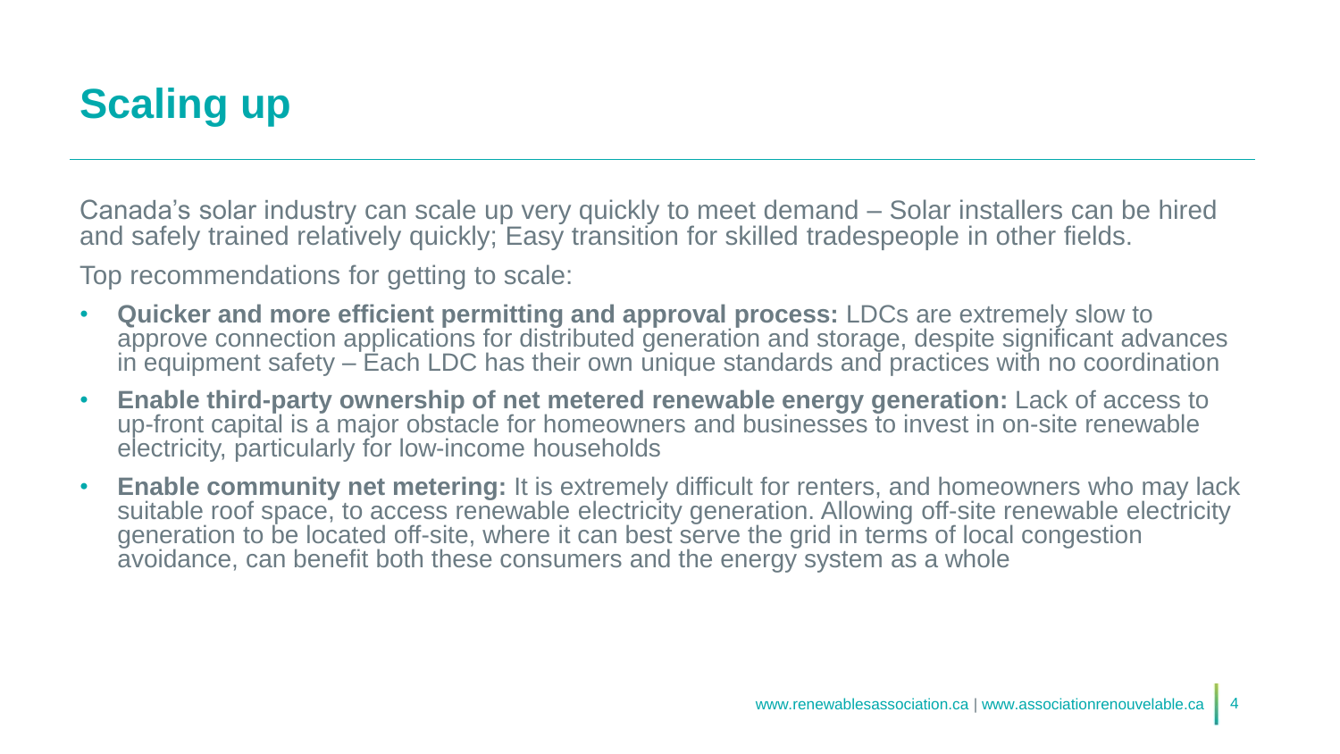# Scaling up

Canada's solar industry can scale up very quickly to meet demand – Solar installers can be hired and safely trained relatively quickly; Easy transition for skilled tradespeople in other fields.

Top recommendations for getting to scale:

- **Quicker and more efficient permitting and approval process:** LDCs are extremely slow to approve connection applications for distributed generation and storage, despite significant advances in equipment safety – Each LDC has their own unique standards and practices with no coordination
- **Enable third-party ownership of net metered renewable energy generation:** Lack of access to up-front capital is a major obstacle for homeowners and businesses to invest in on-site renewable electricity, particularly for low-income households
- **Enable community net metering:** It is extremely difficult for renters, and homeowners who may lack suitable roof space, to access renewable electricity generation. Allowing off-site renewable electricity generation to be located off-site, where it can best serve the grid in terms of local congestion avoidance, can benefit both these consumers and the energy system as a whole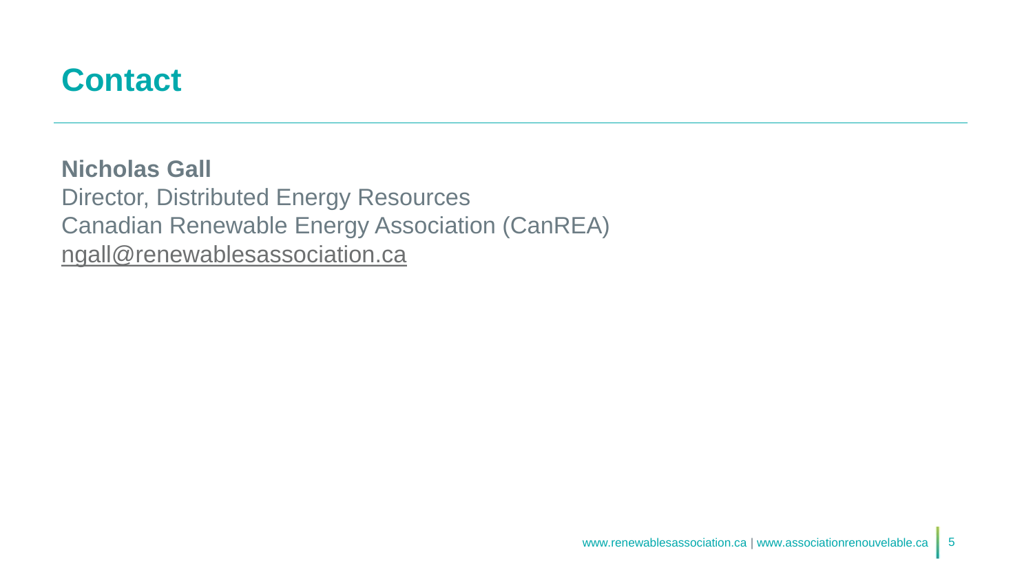# Contact

**Nicholas Gall**
Director, Distributed Energy Resources
Canadian Renewable Energy Association (CanREA)
ngall@renewablesassociation.ca